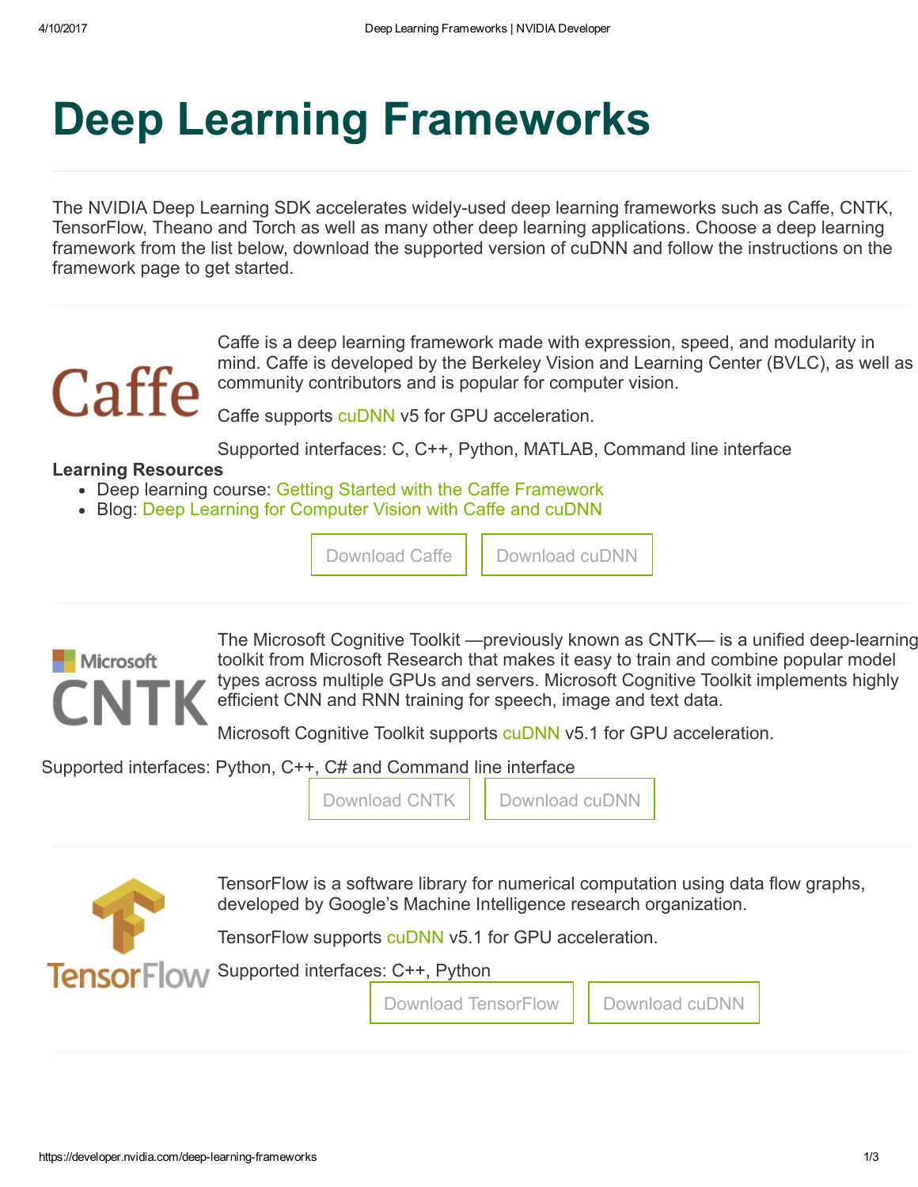# Deep Learning Frameworks

The NVIDIA Deep Learning SDK accelerates widely-used deep learning frameworks such as Caffe, CNTK, TensorFlow, Theano and Torch as well as many other deep learning applications. Choose a deep learning framework from the list below, download the supported version of cuDNN and follow the instructions on the framework page to get started.

Caffe is a deep learning framework made with expression, speed, and modularity in mind. Caffe is developed by the Berkeley Vision and Learning Center (BVLC), as well as community contributors and is popular for computer vision.

Caffe supports cuDNN v5 for GPU acceleration.

Supported interfaces: C, C++, Python, MATLAB, Command line interface

**Learning Resources**

- Deep learning course: Getting Started with the Caffe Framework
- Blog: Deep Learning for Computer Vision with Caffe and cuDNN

Download Caffe | Download cuDNN

The Microsoft Cognitive Toolkit —previously known as CNTK— is a unified deep-learning toolkit from Microsoft Research that makes it easy to train and combine popular model types across multiple GPUs and servers. Microsoft Cognitive Toolkit implements highly efficient CNN and RNN training for speech, image and text data.

Microsoft Cognitive Toolkit supports cuDNN v5.1 for GPU acceleration.

Supported interfaces: Python, C++, C# and Command line interface

Download CNTK | Download cuDNN

TensorFlow is a software library for numerical computation using data flow graphs, developed by Google's Machine Intelligence research organization.

TensorFlow supports cuDNN v5.1 for GPU acceleration.

Supported interfaces: C++, Python

Download TensorFlow | Download cuDNN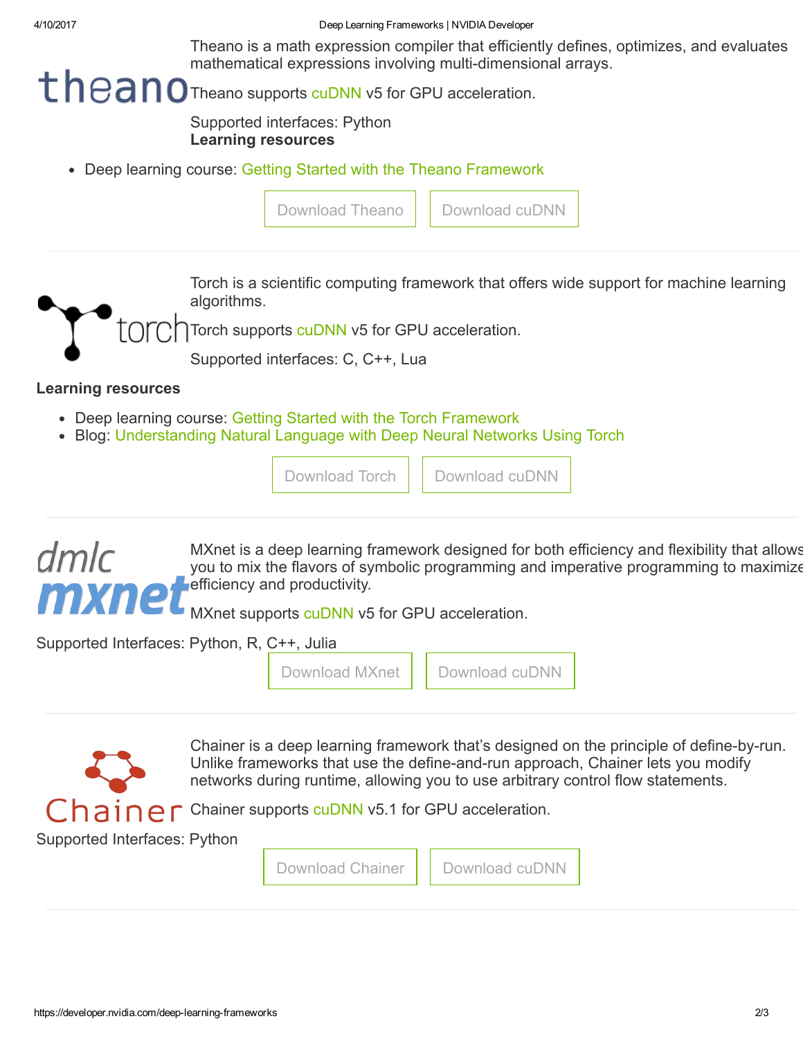Theano is a math expression compiler that efficiently defines, optimizes, and evaluates mathematical expressions involving multi-dimensional arrays.

Theano supports cuDNN v5 for GPU acceleration.

Supported interfaces: Python

**Learning resources**

- Deep learning course: Getting Started with the Theano Framework

Download Theano | Download cuDNN

---

Torch is a scientific computing framework that offers wide support for machine learning algorithms.

Torch supports cuDNN v5 for GPU acceleration.

Supported interfaces: C, C++, Lua

**Learning resources**

- Deep learning course: Getting Started with the Torch Framework
- Blog: Understanding Natural Language with Deep Neural Networks Using Torch

Download Torch | Download cuDNN

---

MXnet is a deep learning framework designed for both efficiency and flexibility that allows you to mix the flavors of symbolic programming and imperative programming to maximize efficiency and productivity.

MXnet supports cuDNN v5 for GPU acceleration.

Supported Interfaces: Python, R, C++, Julia

Download MXnet | Download cuDNN

---

Chainer is a deep learning framework that's designed on the principle of define-by-run. Unlike frameworks that use the define-and-run approach, Chainer lets you modify networks during runtime, allowing you to use arbitrary control flow statements.

Chainer supports cuDNN v5.1 for GPU acceleration.

Supported Interfaces: Python

Download Chainer | Download cuDNN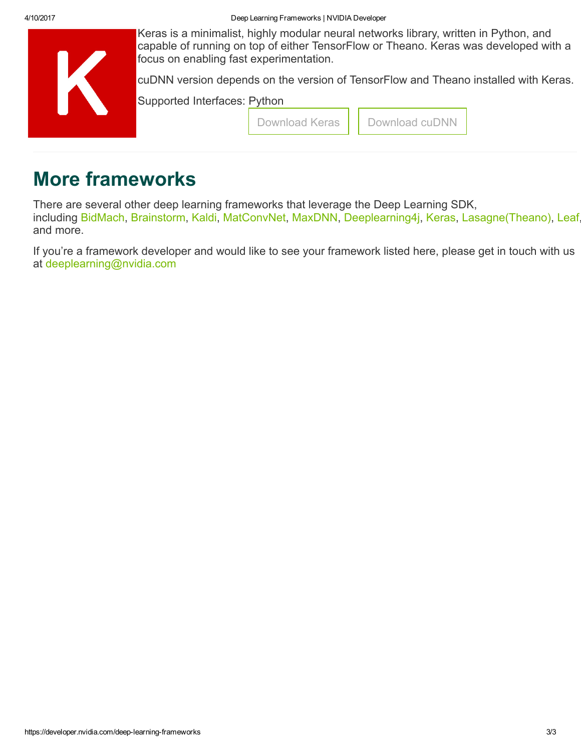Keras is a minimalist, highly modular neural networks library, written in Python, and capable of running on top of either TensorFlow or Theano. Keras was developed with a focus on enabling fast experimentation.

cuDNN version depends on the version of TensorFlow and Theano installed with Keras.

Supported Interfaces: Python

Download Keras Download cuDNN

## More frameworks

There are several other deep learning frameworks that leverage the Deep Learning SDK, including BidMach, Brainstorm, Kaldi, MatConvNet, MaxDNN, Deeplearning4j, Keras, Lasagne(Theano), Leaf, and more.

If you're a framework developer and would like to see your framework listed here, please get in touch with us at deeplearning@nvidia.com